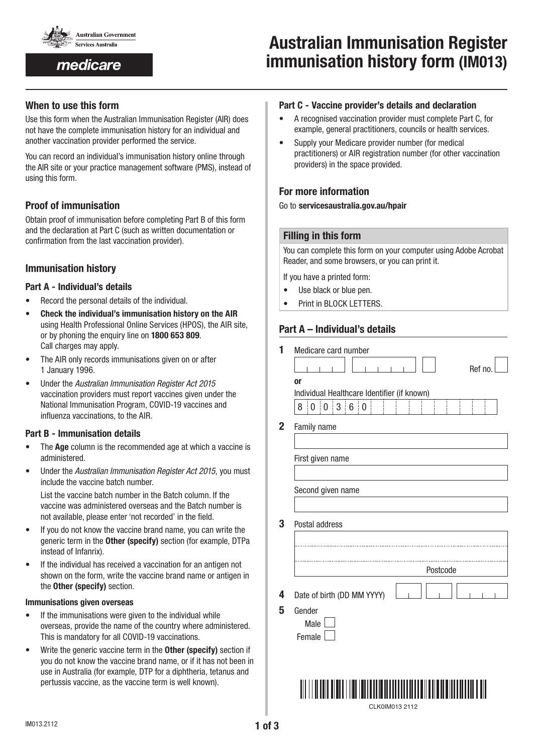Australian Government
Services Australia

medicare

# Australian Immunisation Register immunisation history form (IM013)

## When to use this form

Use this form when the Australian Immunisation Register (AIR) does not have the complete immunisation history for an individual and another vaccination provider performed the service.

You can record an individual's immunisation history online through the AIR site or your practice management software (PMS), instead of using this form.

## Proof of immunisation

Obtain proof of immunisation before completing Part B of this form and the declaration at Part C (such as written documentation or confirmation from the last vaccination provider).

## Immunisation history

### Part A - Individual's details

- Record the personal details of the individual.
- **Check the individual's immunisation history on the AIR** using Health Professional Online Services (HPOS), the AIR site, or by phoning the enquiry line on **1800 653 809**. Call charges may apply.
- The AIR only records immunisations given on or after 1 January 1996.
- Under the *Australian Immunisation Register Act 2015* vaccination providers must report vaccines given under the National Immunisation Program, COVID-19 vaccines and influenza vaccinations, to the AIR.

### Part B - Immunisation details

- The **Age** column is the recommended age at which a vaccine is administered.
- Under the *Australian Immunisation Register Act 2015*, you must include the vaccine batch number.

  List the vaccine batch number in the Batch column. If the vaccine was administered overseas and the Batch number is not available, please enter 'not recorded' in the field.
- If you do not know the vaccine brand name, you can write the generic term in the **Other (specify)** section (for example, DTPa instead of Infanrix).
- If the individual has received a vaccination for an antigen not shown on the form, write the vaccine brand name or antigen in the **Other (specify)** section.

#### Immunisations given overseas

- If the immunisations were given to the individual while overseas, provide the name of the country where administered. This is mandatory for all COVID-19 vaccinations.
- Write the generic vaccine term in the **Other (specify)** section if you do not know the vaccine brand name, or if it has not been in use in Australia (for example, DTP for a diphtheria, tetanus and pertussis vaccine, as the vaccine term is well known).

### Part C - Vaccine provider's details and declaration

- A recognised vaccination provider must complete Part C, for example, general practitioners, councils or health services.
- Supply your Medicare provider number (for medical practitioners) or AIR registration number (for other vaccination providers) in the space provided.

## For more information

Go to **servicesaustralia.gov.au/hpair**

### Filling in this form

You can complete this form on your computer using Adobe Acrobat Reader, and some browsers, or you can print it.

If you have a printed form:

- Use black or blue pen.
- Print in BLOCK LETTERS.

## Part A – Individual's details

**1** Medicare card number

Ref no.

**or**

Individual Healthcare Identifier (if known)

8 0 0 3 6 0

**2** Family name

First given name

Second given name

**3** Postal address

Postcode

**4** Date of birth (DD MM YYYY)

**5** Gender

Male ☐

Female ☐

CLK0IM013 2112

IM013.2112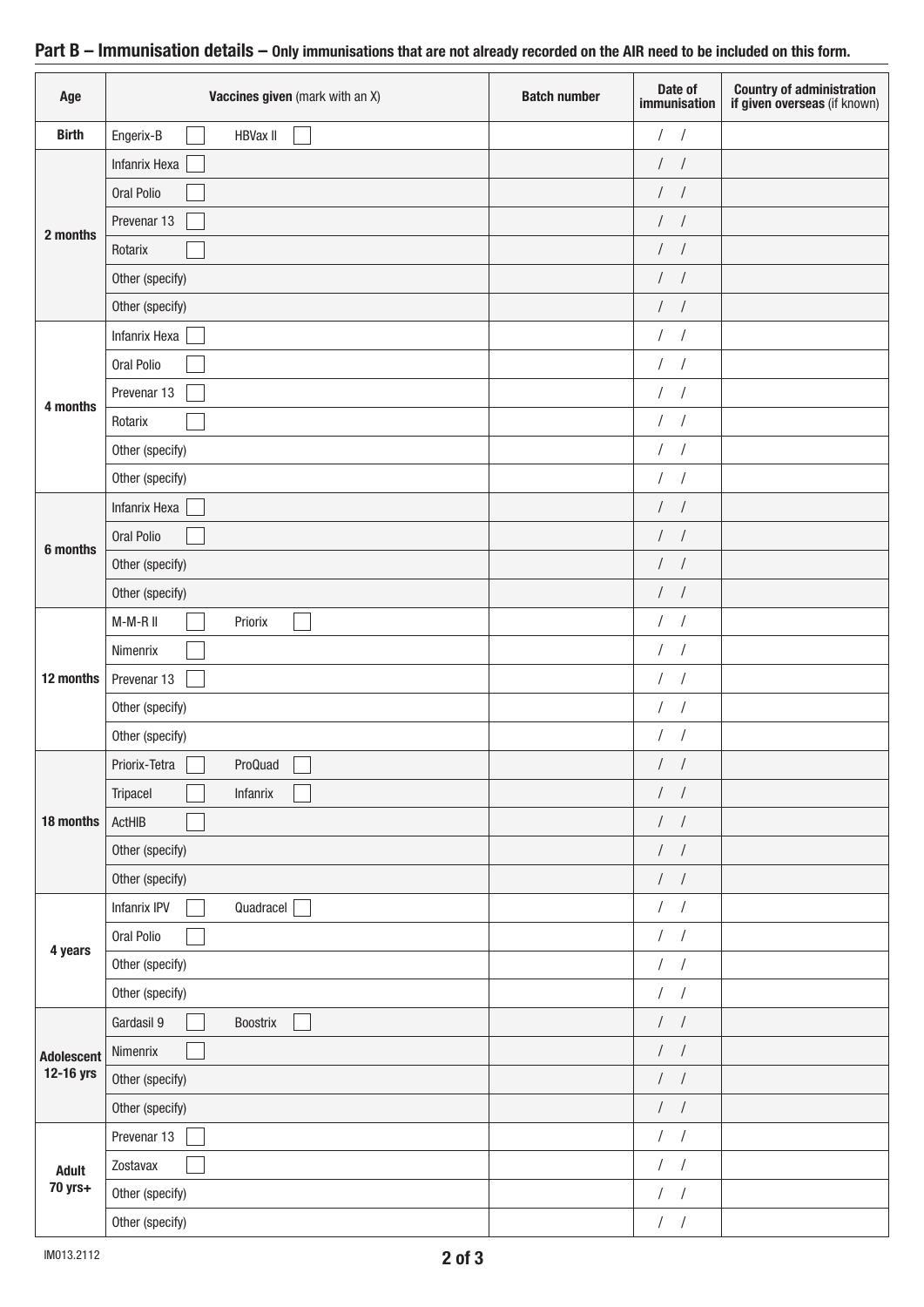## Part B – Immunisation details – Only immunisations that are not already recorded on the AIR need to be included on this form.

| Age | Vaccines given (mark with an X) | Batch number | Date of immunisation | Country of administration if given overseas (if known) |
|---|---|---|---|---|
| Birth | Engerix-B ☐ HBVax II ☐ | | / / | |
| 2 months | Infanrix Hexa ☐ | | / / | |
| | Oral Polio ☐ | | / / | |
| | Prevenar 13 ☐ | | / / | |
| | Rotarix ☐ | | / / | |
| | Other (specify) | | / / | |
| | Other (specify) | | / / | |
| 4 months | Infanrix Hexa ☐ | | / / | |
| | Oral Polio ☐ | | / / | |
| | Prevenar 13 ☐ | | / / | |
| | Rotarix ☐ | | / / | |
| | Other (specify) | | / / | |
| | Other (specify) | | / / | |
| 6 months | Infanrix Hexa ☐ | | / / | |
| | Oral Polio ☐ | | / / | |
| | Other (specify) | | / / | |
| | Other (specify) | | / / | |
| 12 months | M-M-R II ☐ Priorix ☐ | | / / | |
| | Nimenrix ☐ | | / / | |
| | Prevenar 13 ☐ | | / / | |
| | Other (specify) | | / / | |
| | Other (specify) | | / / | |
| 18 months | Priorix-Tetra ☐ ProQuad ☐ | | / / | |
| | Tripacel ☐ Infanrix ☐ | | / / | |
| | ActHIB ☐ | | / / | |
| | Other (specify) | | / / | |
| | Other (specify) | | / / | |
| 4 years | Infanrix IPV ☐ Quadracel ☐ | | / / | |
| | Oral Polio ☐ | | / / | |
| | Other (specify) | | / / | |
| | Other (specify) | | / / | |
| Adolescent 12-16 yrs | Gardasil 9 ☐ Boostrix ☐ | | / / | |
| | Nimenrix ☐ | | / / | |
| | Other (specify) | | / / | |
| | Other (specify) | | / / | |
| Adult 70 yrs+ | Prevenar 13 ☐ | | / / | |
| | Zostavax ☐ | | / / | |
| | Other (specify) | | / / | |
| | Other (specify) | | / / | |

IM013.2112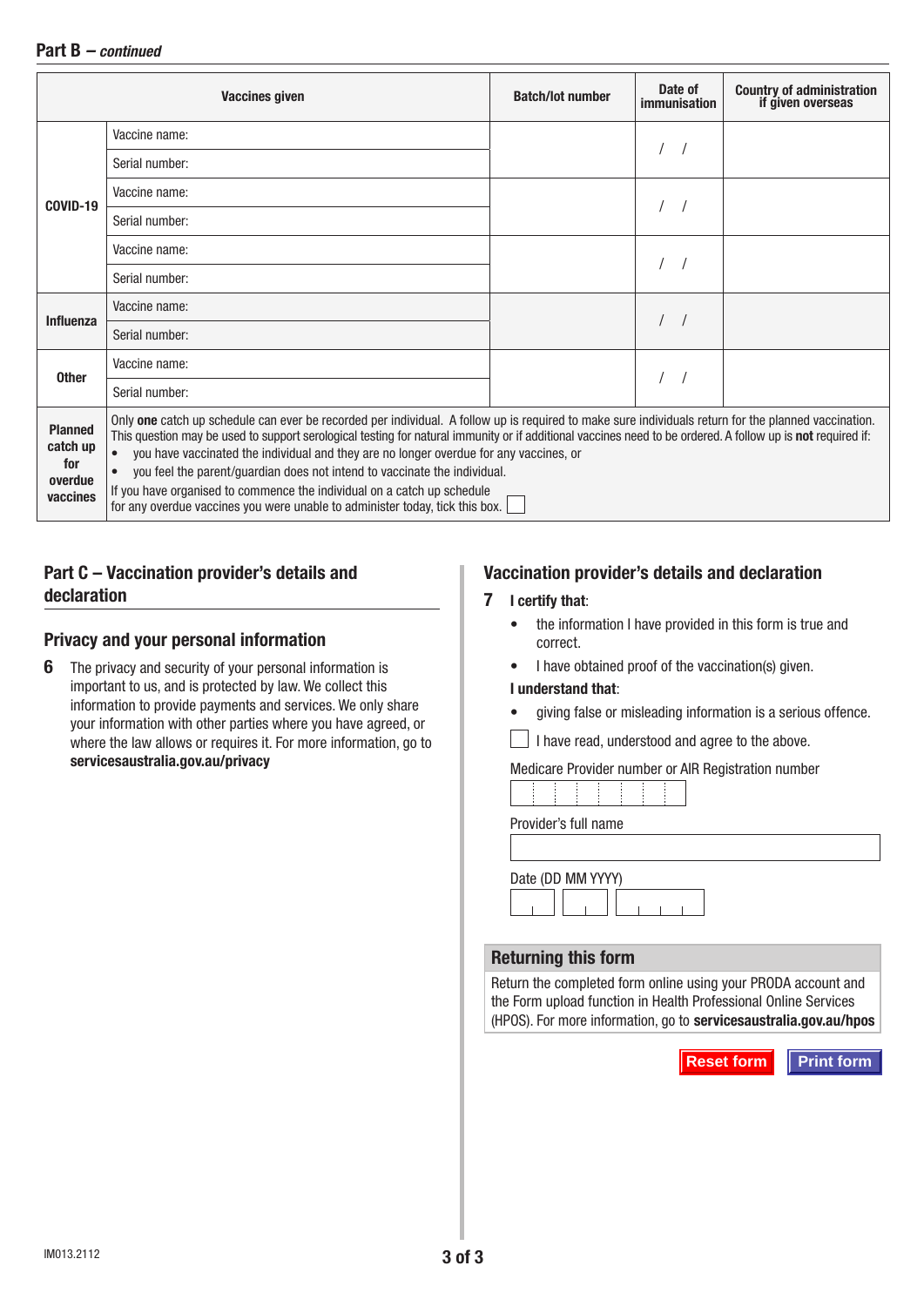## Part B – *continued*

| Vaccines given | | Batch/lot number | Date of immunisation | Country of administration if given overseas |
|---|---|---|---|---|
| COVID-19 | Vaccine name: | | / / | |
| | Serial number: | | | |
| | Vaccine name: | | / / | |
| | Serial number: | | | |
| | Vaccine name: | | / / | |
| | Serial number: | | | |
| Influenza | Vaccine name: | | / / | |
| | Serial number: | | | |
| Other | Vaccine name: | | / / | |
| | Serial number: | | | |
| Planned catch up for overdue vaccines | Only **one** catch up schedule can ever be recorded per individual. A follow up is required to make sure individuals return for the planned vaccination. This question may be used to support serological testing for natural immunity or if additional vaccines need to be ordered. A follow up is **not** required if: • you have vaccinated the individual and they are no longer overdue for any vaccines, or • you feel the parent/guardian does not intend to vaccinate the individual. If you have organised to commence the individual on a catch up schedule for any overdue vaccines you were unable to administer today, tick this box. ☐ | | | |

## Part C – Vaccination provider's details and declaration

### Privacy and your personal information

**6** The privacy and security of your personal information is important to us, and is protected by law. We collect this information to provide payments and services. We only share your information with other parties where you have agreed, or where the law allows or requires it. For more information, go to **servicesaustralia.gov.au/privacy**

### Vaccination provider's details and declaration

**7** **I certify that**:

- the information I have provided in this form is true and correct.
- I have obtained proof of the vaccination(s) given.

**I understand that**:

- giving false or misleading information is a serious offence.

☐ I have read, understood and agree to the above.

Medicare Provider number or AIR Registration number

Provider's full name

Date (DD MM YYYY)

### Returning this form

Return the completed form online using your PRODA account and the Form upload function in Health Professional Online Services (HPOS). For more information, go to **servicesaustralia.gov.au/hpos**

Reset form Print form

IM013.2112